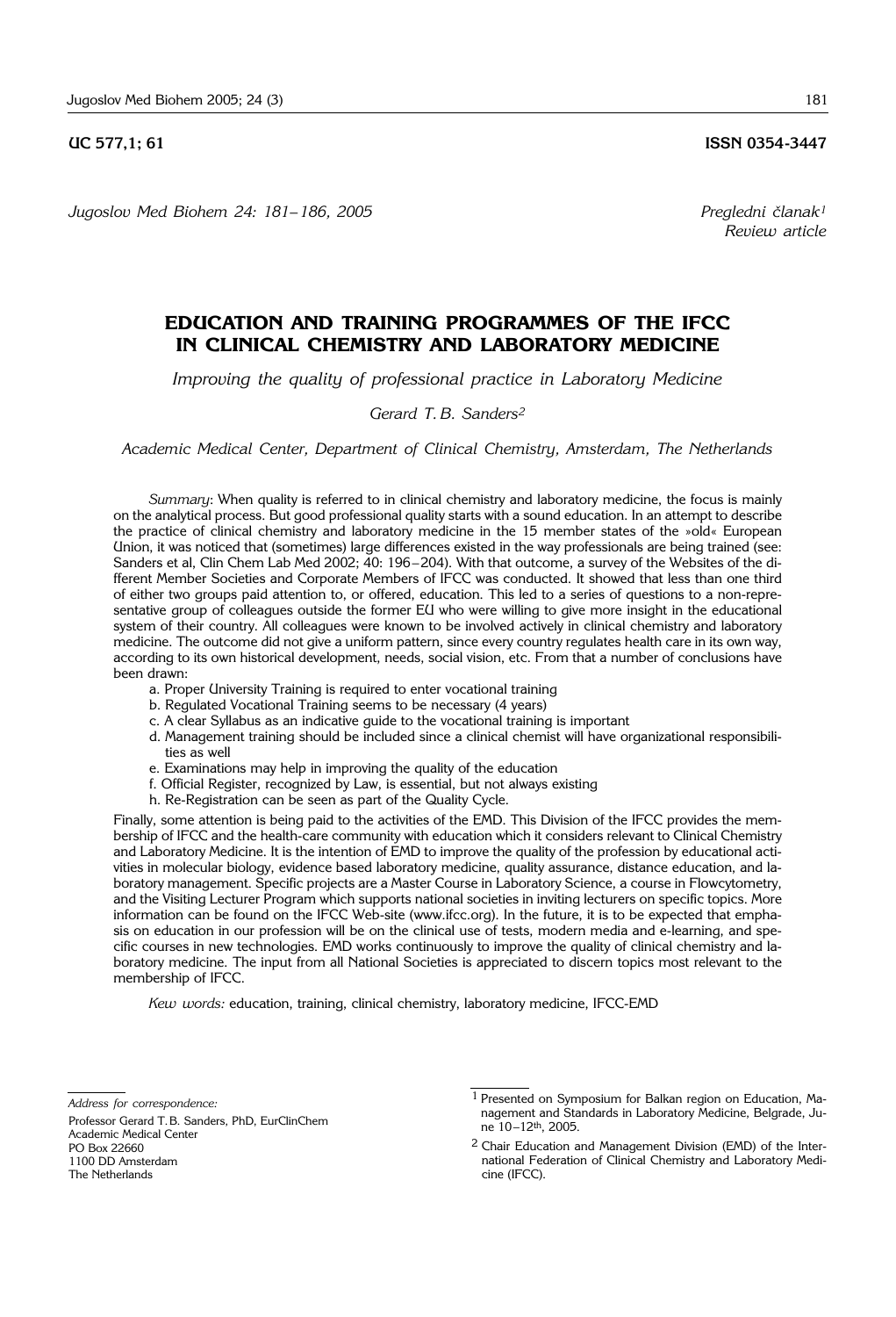UC 577,1; 61 **ISSN 0354-3447**

*Jugoslov Med Biohem 24: 181–186, 2005* *Pregledni članak*[1]
*Review article*

# EDUCATION AND TRAINING PROGRAMMES OF THE IFCC IN CLINICAL CHEMISTRY AND LABORATORY MEDICINE

*Improving the quality of professional practice in Laboratory Medicine*

*Gerard T. B. Sanders*[2]

*Academic Medical Center, Department of Clinical Chemistry, Amsterdam, The Netherlands*

*Summary*: When quality is referred to in clinical chemistry and laboratory medicine, the focus is mainly on the analytical process. But good professional quality starts with a sound education. In an attempt to describe the practice of clinical chemistry and laboratory medicine in the 15 member states of the »old« European Union, it was noticed that (sometimes) large differences existed in the way professionals are being trained (see: Sanders et al, Clin Chem Lab Med 2002; 40: 196–204). With that outcome, a survey of the Websites of the different Member Societies and Corporate Members of IFCC was conducted. It showed that less than one third of either two groups paid attention to, or offered, education. This led to a series of questions to a non-representative group of colleagues outside the former EU who were willing to give more insight in the educational system of their country. All colleagues were known to be involved actively in clinical chemistry and laboratory medicine. The outcome did not give a uniform pattern, since every country regulates health care in its own way, according to its own historical development, needs, social vision, etc. From that a number of conclusions have been drawn:

a. Proper University Training is required to enter vocational training
b. Regulated Vocational Training seems to be necessary (4 years)
c. A clear Syllabus as an indicative guide to the vocational training is important
d. Management training should be included since a clinical chemist will have organizational responsibilities as well
e. Examinations may help in improving the quality of the education
f. Official Register, recognized by Law, is essential, but not always existing
h. Re-Registration can be seen as part of the Quality Cycle.

Finally, some attention is being paid to the activities of the EMD. This Division of the IFCC provides the membership of IFCC and the health-care community with education which it considers relevant to Clinical Chemistry and Laboratory Medicine. It is the intention of EMD to improve the quality of the profession by educational activities in molecular biology, evidence based laboratory medicine, quality assurance, distance education, and laboratory management. Specific projects are a Master Course in Laboratory Science, a course in Flowcytometry, and the Visiting Lecturer Program which supports national societies in inviting lecturers on specific topics. More information can be found on the IFCC Web-site (www.ifcc.org). In the future, it is to be expected that emphasis on education in our profession will be on the clinical use of tests, modern media and e-learning, and specific courses in new technologies. EMD works continuously to improve the quality of clinical chemistry and laboratory medicine. The input from all National Societies is appreciated to discern topics most relevant to the membership of IFCC.

*Kew words:* education, training, clinical chemistry, laboratory medicine, IFCC-EMD

*Address for correspondence:*

Professor Gerard T. B. Sanders, PhD, EurClinChem
Academic Medical Center
PO Box 22660
1100 DD Amsterdam
The Netherlands

[1] Presented on Symposium for Balkan region on Education, Management and Standards in Laboratory Medicine, Belgrade, June 10–12th, 2005.

[2] Chair Education and Management Division (EMD) of the International Federation of Clinical Chemistry and Laboratory Medicine (IFCC).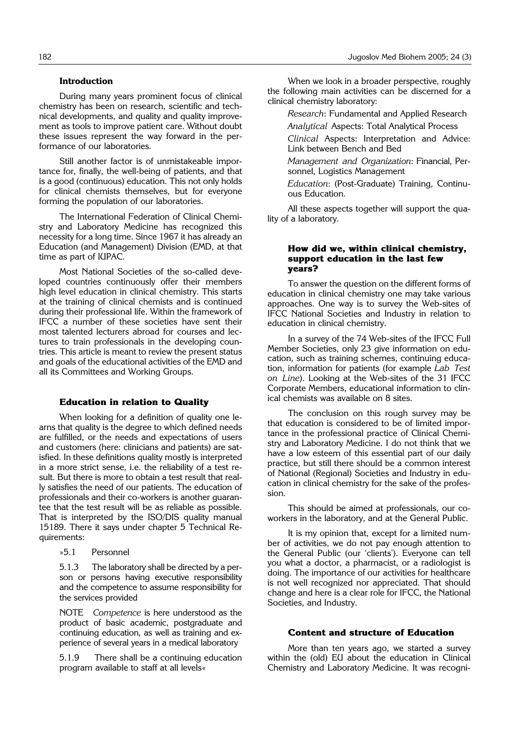### Introduction

During many years prominent focus of clinical chemistry has been on research, scientific and technical developments, and quality and quality improvement as tools to improve patient care. Without doubt these issues represent the way forward in the performance of our laboratories.

Still another factor is of unmistakeable importance for, finally, the well-being of patients, and that is a good (continuous) education. This not only holds for clinical chemists themselves, but for everyone forming the population of our laboratories.

The International Federation of Clinical Chemistry and Laboratory Medicine has recognized this necessity for a long time. Since 1967 it has already an Education (and Management) Division (EMD, at that time as part of IUPAC.

Most National Societies of the so-called developed countries continuously offer their members high level education in clinical chemistry. This starts at the training of clinical chemists and is continued during their professional life. Within the framework of IFCC a number of these societies have sent their most talented lecturers abroad for courses and lectures to train professionals in the developing countries. This article is meant to review the present status and goals of the educational activities of the EMD and all its Committees and Working Groups.

### Education in relation to Quality

When looking for a definition of quality one learns that quality is the degree to which defined needs are fulfilled, or the needs and expectations of users and customers (here: clinicians and patients) are satisfied. In these definitions quality mostly is interpreted in a more strict sense, i.e. the reliability of a test result. But there is more to obtain a test result that really satisfies the need of our patients. The education of professionals and their co-workers is another guarantee that the test result will be as reliable as possible. That is interpreted by the ISO/DIS quality manual 15189. There it says under chapter 5 Technical Requirements:

> »5.1 Personnel
>
> 5.1.3 The laboratory shall be directed by a person or persons having executive responsibility and the competence to assume responsibility for the services provided
>
> NOTE *Competence* is here understood as the product of basic academic, postgraduate and continuing education, as well as training and experience of several years in a medical laboratory
>
> 5.1.9 There shall be a continuing education program available to staff at all levels«

When we look in a broader perspective, roughly the following main activities can be discerned for a clinical chemistry laboratory:

> *Research*: Fundamental and Applied Research
>
> *Analytical* Aspects: Total Analytical Process
>
> *Clinical* Aspects: Interpretation and Advice: Link between Bench and Bed
>
> *Management and Organization*: Financial, Personnel, Logistics Management
>
> *Education*: (Post-Graduate) Training, Continuous Education.

All these aspects together will support the quality of a laboratory.

### How did we, within clinical chemistry, support education in the last few years?

To answer the question on the different forms of education in clinical chemistry one may take various approaches. One way is to survey the Web-sites of IFCC National Societies and Industry in relation to education in clinical chemistry.

In a survey of the 74 Web-sites of the IFCC Full Member Societies, only 23 give information on education, such as training schemes, continuing education, information for patients (for example *Lab Test on Line*). Looking at the Web-sites of the 31 IFCC Corporate Members, educational information to clinical chemists was available on 8 sites.

The conclusion on this rough survey may be that education is considered to be of limited importance in the professional practice of Clinical Chemistry and Laboratory Medicine. I do not think that we have a low esteem of this essential part of our daily practice, but still there should be a common interest of National (Regional) Societies and Industry in education in clinical chemistry for the sake of the profession.

This should be aimed at professionals, our co-workers in the laboratory, and at the General Public.

It is my opinion that, except for a limited number of activities, we do not pay enough attention to the General Public (our 'clients'). Everyone can tell you what a doctor, a pharmacist, or a radiologist is doing. The importance of our activities for healthcare is not well recognized nor appreciated. That should change and here is a clear role for IFCC, the National Societies, and Industry.

### Content and structure of Education

More than ten years ago, we started a survey within the (old) EU about the education in Clinical Chemistry and Laboratory Medicine. It was recogni-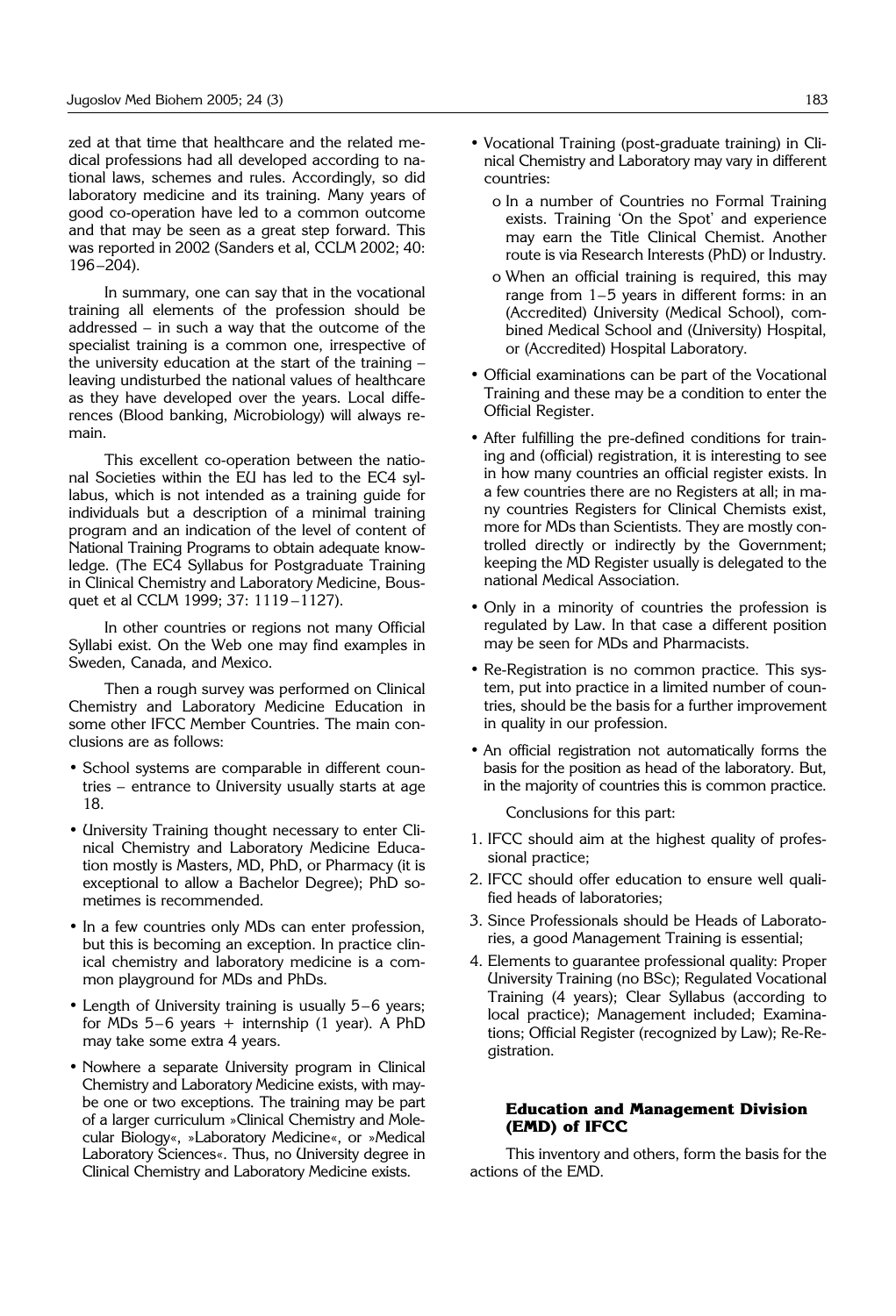zed at that time that healthcare and the related medical professions had all developed according to national laws, schemes and rules. Accordingly, so did laboratory medicine and its training. Many years of good co-operation have led to a common outcome and that may be seen as a great step forward. This was reported in 2002 (Sanders et al, CCLM 2002; 40: 196–204).

In summary, one can say that in the vocational training all elements of the profession should be addressed – in such a way that the outcome of the specialist training is a common one, irrespective of the university education at the start of the training – leaving undisturbed the national values of healthcare as they have developed over the years. Local differences (Blood banking, Microbiology) will always remain.

This excellent co-operation between the national Societies within the EU has led to the EC4 syllabus, which is not intended as a training guide for individuals but a description of a minimal training program and an indication of the level of content of National Training Programs to obtain adequate knowledge. (The EC4 Syllabus for Postgraduate Training in Clinical Chemistry and Laboratory Medicine, Bousquet et al CCLM 1999; 37: 1119–1127).

In other countries or regions not many Official Syllabi exist. On the Web one may find examples in Sweden, Canada, and Mexico.

Then a rough survey was performed on Clinical Chemistry and Laboratory Medicine Education in some other IFCC Member Countries. The main conclusions are as follows:

- School systems are comparable in different countries – entrance to University usually starts at age 18.
- University Training thought necessary to enter Clinical Chemistry and Laboratory Medicine Education mostly is Masters, MD, PhD, or Pharmacy (it is exceptional to allow a Bachelor Degree); PhD sometimes is recommended.
- In a few countries only MDs can enter profession, but this is becoming an exception. In practice clinical chemistry and laboratory medicine is a common playground for MDs and PhDs.
- Length of University training is usually 5–6 years; for MDs 5–6 years + internship (1 year). A PhD may take some extra 4 years.
- Nowhere a separate University program in Clinical Chemistry and Laboratory Medicine exists, with maybe one or two exceptions. The training may be part of a larger curriculum »Clinical Chemistry and Molecular Biology«, »Laboratory Medicine«, or »Medical Laboratory Sciences«. Thus, no University degree in Clinical Chemistry and Laboratory Medicine exists.
- Vocational Training (post-graduate training) in Clinical Chemistry and Laboratory may vary in different countries:
  - In a number of Countries no Formal Training exists. Training 'On the Spot' and experience may earn the Title Clinical Chemist. Another route is via Research Interests (PhD) or Industry.
  - When an official training is required, this may range from 1–5 years in different forms: in an (Accredited) University (Medical School), combined Medical School and (University) Hospital, or (Accredited) Hospital Laboratory.
- Official examinations can be part of the Vocational Training and these may be a condition to enter the Official Register.
- After fulfilling the pre-defined conditions for training and (official) registration, it is interesting to see in how many countries an official register exists. In a few countries there are no Registers at all; in many countries Registers for Clinical Chemists exist, more for MDs than Scientists. They are mostly controlled directly or indirectly by the Government; keeping the MD Register usually is delegated to the national Medical Association.
- Only in a minority of countries the profession is regulated by Law. In that case a different position may be seen for MDs and Pharmacists.
- Re-Registration is no common practice. This system, put into practice in a limited number of countries, should be the basis for a further improvement in quality in our profession.
- An official registration not automatically forms the basis for the position as head of the laboratory. But, in the majority of countries this is common practice.

Conclusions for this part:

1. IFCC should aim at the highest quality of professional practice;
2. IFCC should offer education to ensure well qualified heads of laboratories;
3. Since Professionals should be Heads of Laboratories, a good Management Training is essential;
4. Elements to guarantee professional quality: Proper University Training (no BSc); Regulated Vocational Training (4 years); Clear Syllabus (according to local practice); Management included; Examinations; Official Register (recognized by Law); Re-Registration.

## Education and Management Division (EMD) of IFCC

This inventory and others, form the basis for the actions of the EMD.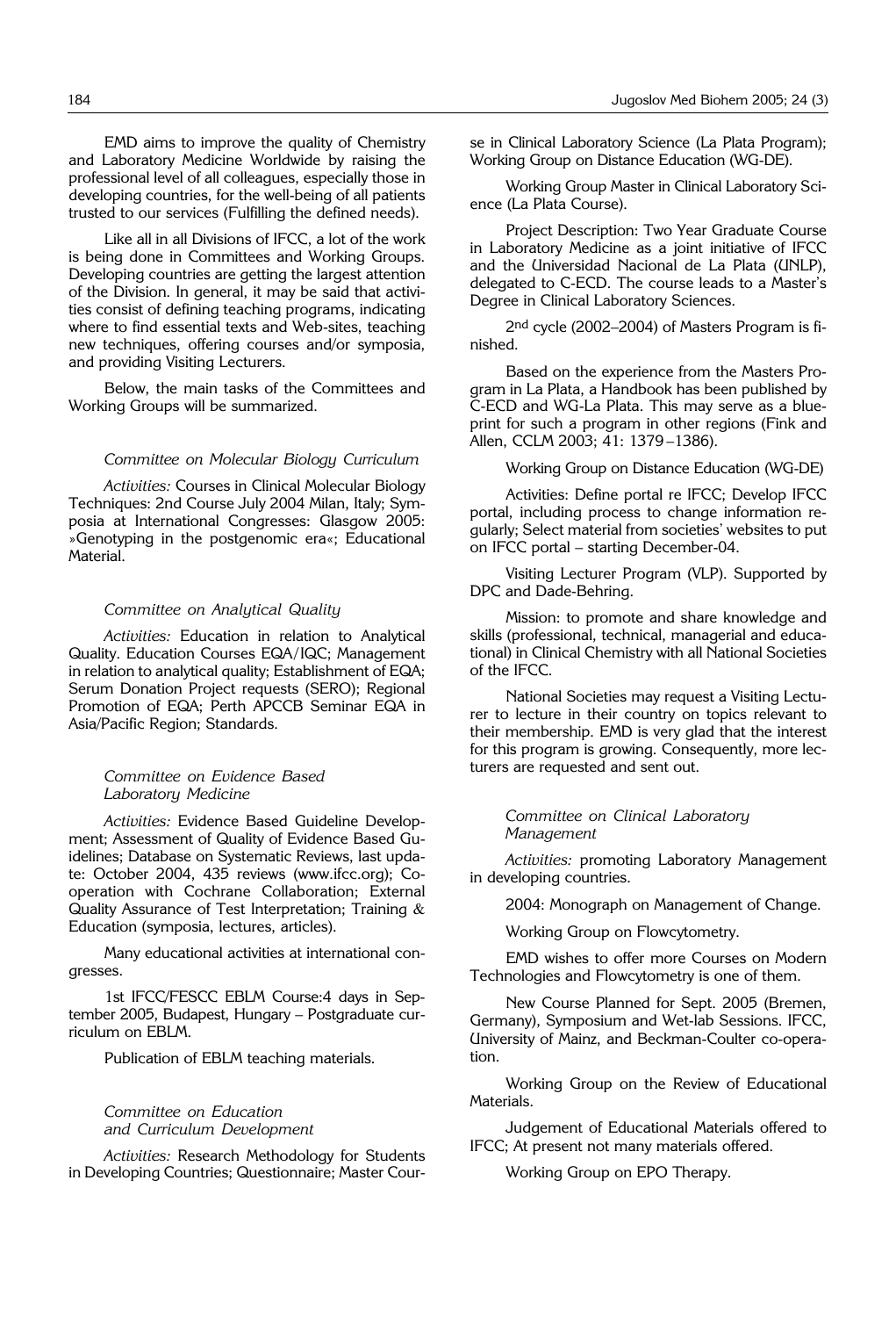EMD aims to improve the quality of Chemistry and Laboratory Medicine Worldwide by raising the professional level of all colleagues, especially those in developing countries, for the well-being of all patients trusted to our services (Fulfilling the defined needs).

Like all in all Divisions of IFCC, a lot of the work is being done in Committees and Working Groups. Developing countries are getting the largest attention of the Division. In general, it may be said that activities consist of defining teaching programs, indicating where to find essential texts and Web-sites, teaching new techniques, offering courses and/or symposia, and providing Visiting Lecturers.

Below, the main tasks of the Committees and Working Groups will be summarized.

### *Committee on Molecular Biology Curriculum*

*Activities:* Courses in Clinical Molecular Biology Techniques: 2nd Course July 2004 Milan, Italy; Symposia at International Congresses: Glasgow 2005: »Genotyping in the postgenomic era«; Educational Material.

### *Committee on Analytical Quality*

*Activities:* Education in relation to Analytical Quality. Education Courses EQA/IQC; Management in relation to analytical quality; Establishment of EQA; Serum Donation Project requests (SERO); Regional Promotion of EQA; Perth APCCB Seminar EQA in Asia/Pacific Region; Standards.

### *Committee on Evidence Based Laboratory Medicine*

*Activities:* Evidence Based Guideline Development; Assessment of Quality of Evidence Based Guidelines; Database on Systematic Reviews, last update: October 2004, 435 reviews (www.ifcc.org); Cooperation with Cochrane Collaboration; External Quality Assurance of Test Interpretation; Training & Education (symposia, lectures, articles).

Many educational activities at international congresses.

1st IFCC/FESCC EBLM Course:4 days in September 2005, Budapest, Hungary – Postgraduate curriculum on EBLM.

Publication of EBLM teaching materials.

### *Committee on Education and Curriculum Development*

*Activities:* Research Methodology for Students in Developing Countries; Questionnaire; Master Course in Clinical Laboratory Science (La Plata Program); Working Group on Distance Education (WG-DE).

Working Group Master in Clinical Laboratory Science (La Plata Course).

Project Description: Two Year Graduate Course in Laboratory Medicine as a joint initiative of IFCC and the Universidad Nacional de La Plata (UNLP), delegated to C-ECD. The course leads to a Master's Degree in Clinical Laboratory Sciences.

2nd cycle (2002–2004) of Masters Program is finished.

Based on the experience from the Masters Program in La Plata, a Handbook has been published by C-ECD and WG-La Plata. This may serve as a blueprint for such a program in other regions (Fink and Allen, CCLM 2003; 41: 1379–1386).

Working Group on Distance Education (WG-DE)

Activities: Define portal re IFCC; Develop IFCC portal, including process to change information regularly; Select material from societies' websites to put on IFCC portal – starting December-04.

Visiting Lecturer Program (VLP). Supported by DPC and Dade-Behring.

Mission: to promote and share knowledge and skills (professional, technical, managerial and educational) in Clinical Chemistry with all National Societies of the IFCC.

National Societies may request a Visiting Lecturer to lecture in their country on topics relevant to their membership. EMD is very glad that the interest for this program is growing. Consequently, more lecturers are requested and sent out.

### *Committee on Clinical Laboratory Management*

*Activities:* promoting Laboratory Management in developing countries.

2004: Monograph on Management of Change.

Working Group on Flowcytometry.

EMD wishes to offer more Courses on Modern Technologies and Flowcytometry is one of them.

New Course Planned for Sept. 2005 (Bremen, Germany), Symposium and Wet-lab Sessions. IFCC, University of Mainz, and Beckman-Coulter co-operation.

Working Group on the Review of Educational Materials.

Judgement of Educational Materials offered to IFCC; At present not many materials offered.

Working Group on EPO Therapy.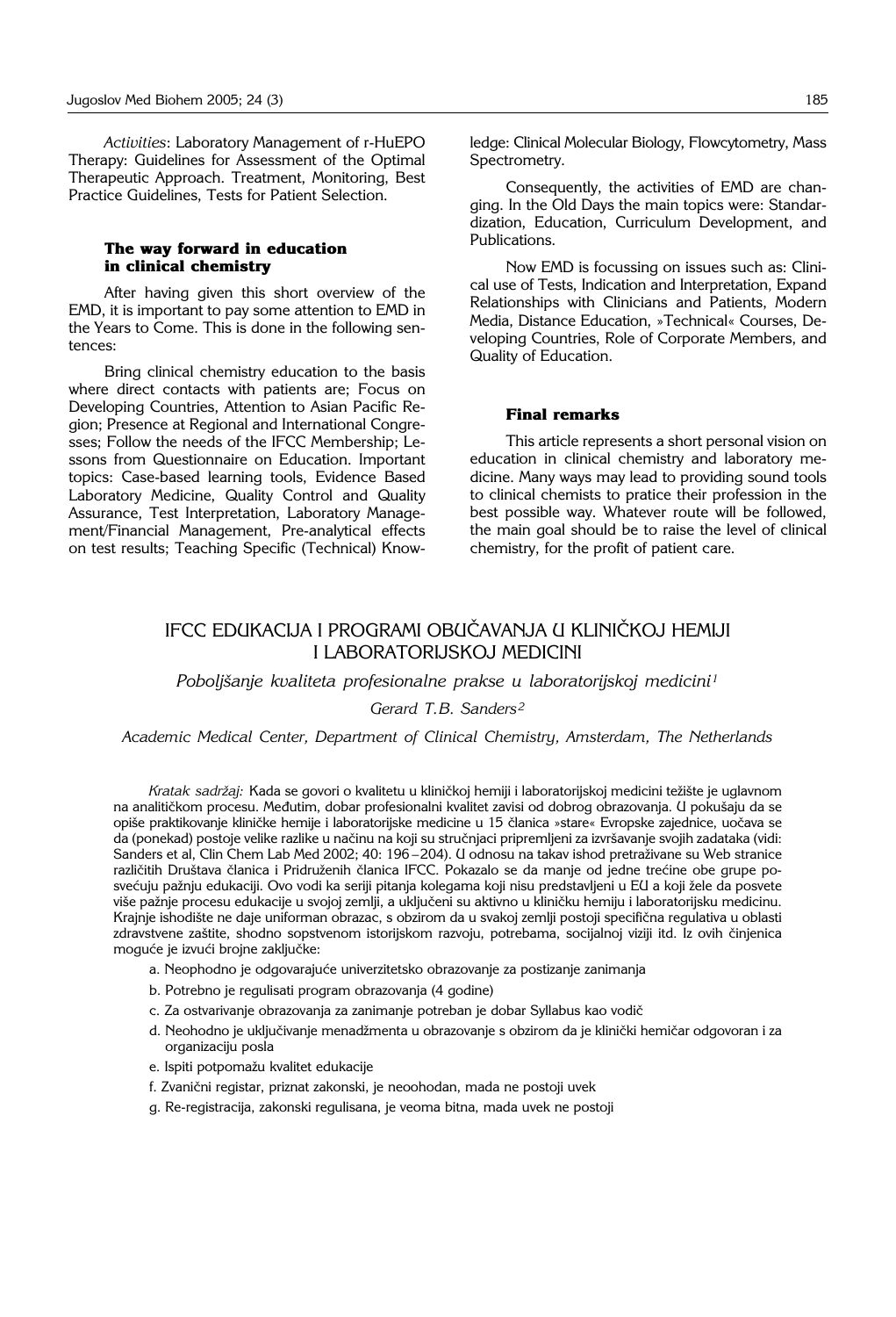*Activities*: Laboratory Management of r-HuEPO Therapy: Guidelines for Assessment of the Optimal Therapeutic Approach. Treatment, Monitoring, Best Practice Guidelines, Tests for Patient Selection.

### The way forward in education in clinical chemistry

After having given this short overview of the EMD, it is important to pay some attention to EMD in the Years to Come. This is done in the following sentences:

Bring clinical chemistry education to the basis where direct contacts with patients are; Focus on Developing Countries, Attention to Asian Pacific Region; Presence at Regional and International Congresses; Follow the needs of the IFCC Membership; Lessons from Questionnaire on Education. Important topics: Case-based learning tools, Evidence Based Laboratory Medicine, Quality Control and Quality Assurance, Test Interpretation, Laboratory Management/Financial Management, Pre-analytical effects on test results; Teaching Specific (Technical) Knowledge: Clinical Molecular Biology, Flowcytometry, Mass Spectrometry.

Consequently, the activities of EMD are changing. In the Old Days the main topics were: Standardization, Education, Curriculum Development, and Publications.

Now EMD is focussing on issues such as: Clinical use of Tests, Indication and Interpretation, Expand Relationships with Clinicians and Patients, Modern Media, Distance Education, »Technical« Courses, Developing Countries, Role of Corporate Members, and Quality of Education.

### Final remarks

This article represents a short personal vision on education in clinical chemistry and laboratory medicine. Many ways may lead to providing sound tools to clinical chemists to pratice their profession in the best possible way. Whatever route will be followed, the main goal should be to raise the level of clinical chemistry, for the profit of patient care.

## IFCC EDUKACIJA I PROGRAMI OBUČAVANJA U KLINIČKOJ HEMIJI I LABORATORIJSKOJ MEDICINI

*Poboljšanje kvaliteta profesionalne prakse u laboratorijskoj medicini*[1]

*Gerard T.B. Sanders*[2]

*Academic Medical Center, Department of Clinical Chemistry, Amsterdam, The Netherlands*

*Kratak sadržaj:* Kada se govori o kvalitetu u kliničkoj hemiji i laboratorijskoj medicini težište je uglavnom na analitičkom procesu. Međutim, dobar profesionalni kvalitet zavisi od dobrog obrazovanja. U pokušaju da se opiše praktikovanje kliničke hemije i laboratorijske medicine u 15 članica »stare« Evropske zajednice, uočava se da (ponekad) postoje velike razlike u načinu na koji su stručnjaci pripremljeni za izvršavanje svojih zadataka (vidi: Sanders et al, Clin Chem Lab Med 2002; 40: 196–204). U odnosu na takav ishod pretraživane su Web stranice različitih Društava članica i Pridruženih članica IFCC. Pokazalo se da manje od jedne trećine obe grupe posvećuju pažnju edukaciji. Ovo vodi ka seriji pitanja kolegama koji nisu predstavljeni u EU a koji žele da posvete više pažnje procesu edukacije u svojoj zemlji, a uključeni su aktivno u kliničku hemiju i laboratorijsku medicinu. Krajnje ishodište ne daje uniforman obrazac, s obzirom da u svakoj zemlji postoji specifična regulativa u oblasti zdravstvene zaštite, shodno sopstvenom istorijskom razvoju, potrebama, socijalnoj viziji itd. Iz ovih činjenica moguće je izvući brojne zaključke:

a. Neophodno je odgovarajuće univerzitetsko obrazovanje za postizanje zanimanja

b. Potrebno je regulisati program obrazovanja (4 godine)

c. Za ostvarivanje obrazovanja za zanimanje potreban je dobar Syllabus kao vodič

d. Neohodno je uključivanje menadžmenta u obrazovanje s obzirom da je klinički hemičar odgovoran i za organizaciju posla

e. Ispiti potpomažu kvalitet edukacije

f. Zvanični registar, priznat zakonski, je neoohodan, mada ne postoji uvek

g. Re-registracija, zakonski regulisana, je veoma bitna, mada uvek ne postoji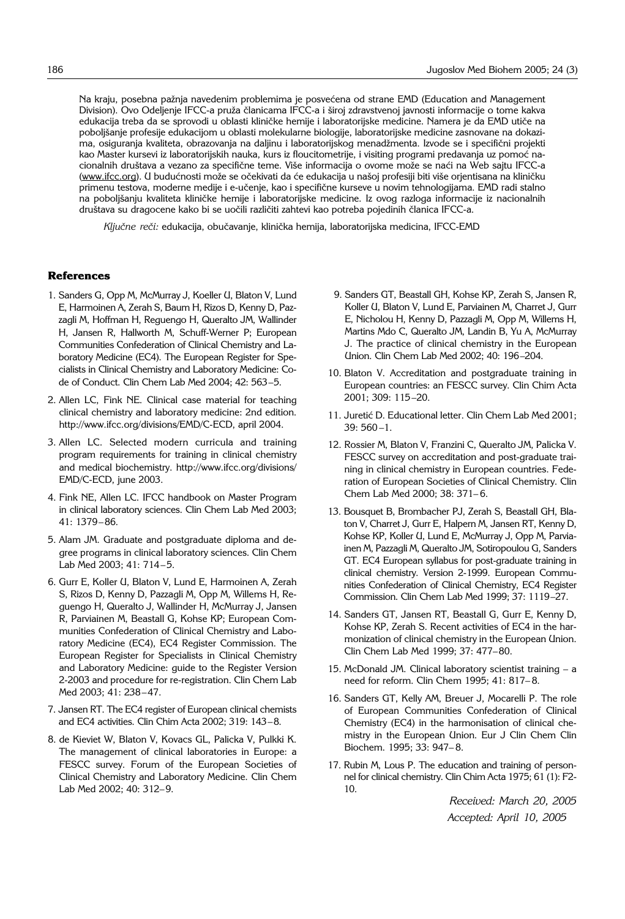Na kraju, posebna pažnja navedenim problemima je posvećena od strane EMD (Education and Management Division). Ovo Odeljenje IFCC-a pruža članicama IFCC-a i široj zdravstvenoj javnosti informacije o tome kakva edukacija treba da se sprovodi u oblasti kliničke hemije i laboratorijske medicine. Namera je da EMD utiče na poboljšanje profesije edukacijom u oblasti molekularne biologije, laboratorijske medicine zasnovane na dokazima, osiguranja kvaliteta, obrazovanja na daljinu i laboratorijskog menadžmenta. Izvode se i specifični projekti kao Master kursevi iz laboratorijskih nauka, kurs iz floucitometrije, i visiting programi predavanja uz pomoć nacionalnih društava a vezano za specifične teme. Više informacija o ovome može se naći na Web sajtu IFCC-a (www.ifcc.org). U budućnosti može se očekivati da će edukacija u našoj profesiji biti više orjentisana na kliničku primenu testova, moderne medije i e-učenje, kao i specifične kurseve u novim tehnologijama. EMD radi stalno na poboljšanju kvaliteta kliničke hemije i laboratorijske medicine. Iz ovog razloga informacije iz nacionalnih društava su dragocene kako bi se uočili različiti zahtevi kao potreba pojedinih članica IFCC-a.

*Ključne reči:* edukacija, obučavanje, klinička hemija, laboratorijska medicina, IFCC-EMD

## References

1. Sanders G, Opp M, McMurray J, Koeller U, Blaton V, Lund E, Harmoinen A, Zerah S, Baum H, Rizos D, Kenny D, Pazzagli M, Hoffman H, Reguengo H, Queralto JM, Wallinder H, Jansen R, Hallworth M, Schuff-Werner P; European Communities Confederation of Clinical Chemistry and Laboratory Medicine (EC4). The European Register for Specialists in Clinical Chemistry and Laboratory Medicine: Code of Conduct. Clin Chem Lab Med 2004; 42: 563–5.
2. Allen LC, Fink NE. Clinical case material for teaching clinical chemistry and laboratory medicine: 2nd edition. http://www.ifcc.org/divisions/EMD/C-ECD, april 2004.
3. Allen LC. Selected modern curricula and training program requirements for training in clinical chemistry and medical biochemistry. http://www.ifcc.org/divisions/EMD/C-ECD, june 2003.
4. Fink NE, Allen LC. IFCC handbook on Master Program in clinical laboratory sciences. Clin Chem Lab Med 2003; 41: 1379–86.
5. Alam JM. Graduate and postgraduate diploma and degree programs in clinical laboratory sciences. Clin Chem Lab Med 2003; 41: 714–5.
6. Gurr E, Koller U, Blaton V, Lund E, Harmoinen A, Zerah S, Rizos D, Kenny D, Pazzagli M, Opp M, Willems H, Reguengo H, Queralto J, Wallinder H, McMurray J, Jansen R, Parviainen M, Beastall G, Kohse KP; European Communities Confederation of Clinical Chemistry and Laboratory Medicine (EC4), EC4 Register Commission. The European Register for Specialists in Clinical Chemistry and Laboratory Medicine: guide to the Register Version 2-2003 and procedure for re-registration. Clin Chem Lab Med 2003; 41: 238–47.
7. Jansen RT. The EC4 register of European clinical chemists and EC4 activities. Clin Chim Acta 2002; 319: 143–8.
8. de Kieviet W, Blaton V, Kovacs GL, Palicka V, Pulkki K. The management of clinical laboratories in Europe: a FESCC survey. Forum of the European Societies of Clinical Chemistry and Laboratory Medicine. Clin Chem Lab Med 2002; 40: 312–9.
9. Sanders GT, Beastall GH, Kohse KP, Zerah S, Jansen R, Koller U, Blaton V, Lund E, Parviainen M, Charret J, Gurr E, Nicholou H, Kenny D, Pazzagli M, Opp M, Willems H, Martins Mdo C, Queralto JM, Landin B, Yu A, McMurray J. The practice of clinical chemistry in the European Union. Clin Chem Lab Med 2002; 40: 196–204.
10. Blaton V. Accreditation and postgraduate training in European countries: an FESCC survey. Clin Chim Acta 2001; 309: 115–20.
11. Juretić D. Educational letter. Clin Chem Lab Med 2001; 39: 560–1.
12. Rossier M, Blaton V, Franzini C, Queralto JM, Palicka V. FESCC survey on accreditation and post-graduate training in clinical chemistry in European countries. Federation of European Societies of Clinical Chemistry. Clin Chem Lab Med 2000; 38: 371–6.
13. Bousquet B, Brombacher PJ, Zerah S, Beastall GH, Blaton V, Charret J, Gurr E, Halpern M, Jansen RT, Kenny D, Kohse KP, Koller U, Lund E, McMurray J, Opp M, Parviainen M, Pazzagli M, Queralto JM, Sotiropoulou G, Sanders GT. EC4 European syllabus for post-graduate training in clinical chemistry. Version 2-1999. European Communities Confederation of Clinical Chemistry, EC4 Register Commission. Clin Chem Lab Med 1999; 37: 1119–27.
14. Sanders GT, Jansen RT, Beastall G, Gurr E, Kenny D, Kohse KP, Zerah S. Recent activities of EC4 in the harmonization of clinical chemistry in the European Union. Clin Chem Lab Med 1999; 37: 477–80.
15. McDonald JM. Clinical laboratory scientist training – a need for reform. Clin Chem 1995; 41: 817–8.
16. Sanders GT, Kelly AM, Breuer J, Mocarelli P. The role of European Communities Confederation of Clinical Chemistry (EC4) in the harmonisation of clinical chemistry in the European Union. Eur J Clin Chem Clin Biochem. 1995; 33: 947–8.
17. Rubin M, Lous P. The education and training of personnel for clinical chemistry. Clin Chim Acta 1975; 61 (1): F2-10.

*Received: March 20, 2005*
*Accepted: April 10, 2005*